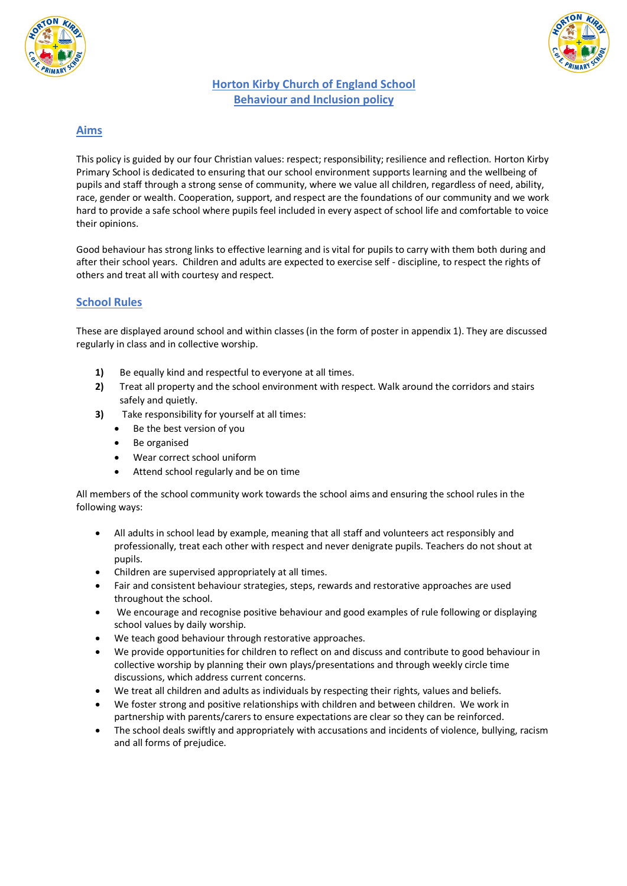# Horton Kirby Church of England School
# Behaviour and Inclusion policy

## Aims

This policy is guided by our four Christian values: respect; responsibility; resilience and reflection. Horton Kirby Primary School is dedicated to ensuring that our school environment supports learning and the wellbeing of pupils and staff through a strong sense of community, where we value all children, regardless of need, ability, race, gender or wealth. Cooperation, support, and respect are the foundations of our community and we work hard to provide a safe school where pupils feel included in every aspect of school life and comfortable to voice their opinions.

Good behaviour has strong links to effective learning and is vital for pupils to carry with them both during and after their school years. Children and adults are expected to exercise self - discipline, to respect the rights of others and treat all with courtesy and respect.

## School Rules

These are displayed around school and within classes (in the form of poster in appendix 1). They are discussed regularly in class and in collective worship.

1) Be equally kind and respectful to everyone at all times.
2) Treat all property and the school environment with respect. Walk around the corridors and stairs safely and quietly.
3) Take responsibility for yourself at all times:
   - Be the best version of you
   - Be organised
   - Wear correct school uniform
   - Attend school regularly and be on time

All members of the school community work towards the school aims and ensuring the school rules in the following ways:

- All adults in school lead by example, meaning that all staff and volunteers act responsibly and professionally, treat each other with respect and never denigrate pupils. Teachers do not shout at pupils.
- Children are supervised appropriately at all times.
- Fair and consistent behaviour strategies, steps, rewards and restorative approaches are used throughout the school.
- We encourage and recognise positive behaviour and good examples of rule following or displaying school values by daily worship.
- We teach good behaviour through restorative approaches.
- We provide opportunities for children to reflect on and discuss and contribute to good behaviour in collective worship by planning their own plays/presentations and through weekly circle time discussions, which address current concerns.
- We treat all children and adults as individuals by respecting their rights, values and beliefs.
- We foster strong and positive relationships with children and between children. We work in partnership with parents/carers to ensure expectations are clear so they can be reinforced.
- The school deals swiftly and appropriately with accusations and incidents of violence, bullying, racism and all forms of prejudice.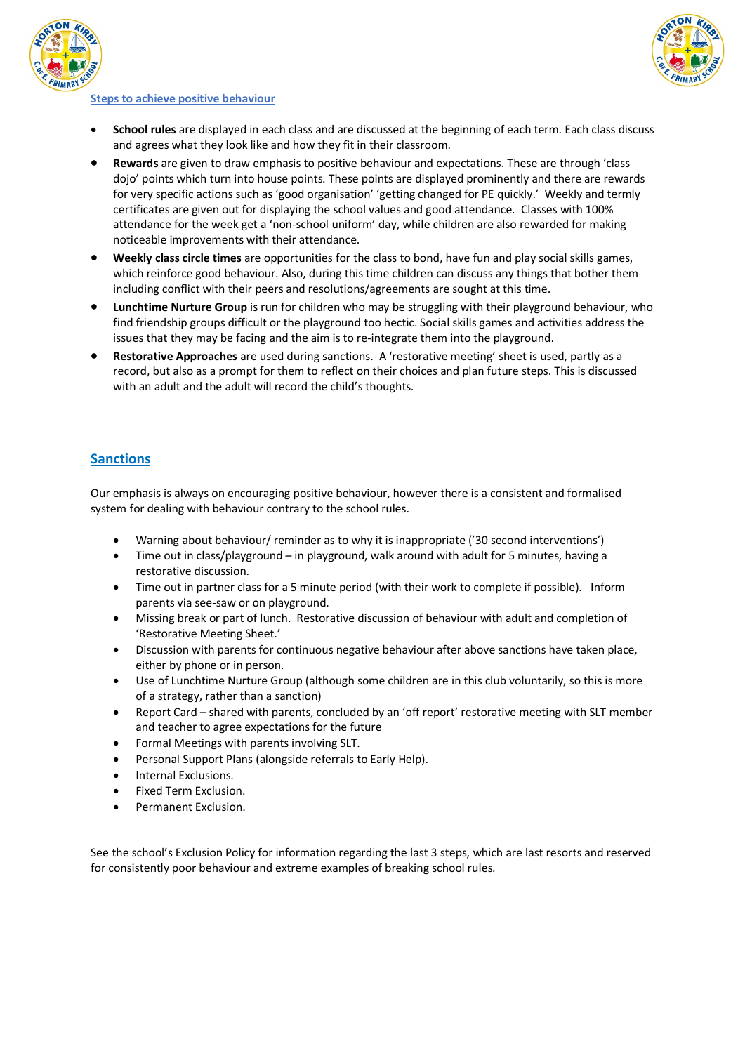## Steps to achieve positive behaviour

- **School rules** are displayed in each class and are discussed at the beginning of each term. Each class discuss and agrees what they look like and how they fit in their classroom.
- **Rewards** are given to draw emphasis to positive behaviour and expectations. These are through 'class dojo' points which turn into house points. These points are displayed prominently and there are rewards for very specific actions such as 'good organisation' 'getting changed for PE quickly.' Weekly and termly certificates are given out for displaying the school values and good attendance. Classes with 100% attendance for the week get a 'non-school uniform' day, while children are also rewarded for making noticeable improvements with their attendance.
- **Weekly class circle times** are opportunities for the class to bond, have fun and play social skills games, which reinforce good behaviour. Also, during this time children can discuss any things that bother them including conflict with their peers and resolutions/agreements are sought at this time.
- **Lunchtime Nurture Group** is run for children who may be struggling with their playground behaviour, who find friendship groups difficult or the playground too hectic. Social skills games and activities address the issues that they may be facing and the aim is to re-integrate them into the playground.
- **Restorative Approaches** are used during sanctions. A 'restorative meeting' sheet is used, partly as a record, but also as a prompt for them to reflect on their choices and plan future steps. This is discussed with an adult and the adult will record the child's thoughts.

## Sanctions

Our emphasis is always on encouraging positive behaviour, however there is a consistent and formalised system for dealing with behaviour contrary to the school rules.

- Warning about behaviour/ reminder as to why it is inappropriate ('30 second interventions')
- Time out in class/playground – in playground, walk around with adult for 5 minutes, having a restorative discussion.
- Time out in partner class for a 5 minute period (with their work to complete if possible). Inform parents via see-saw or on playground.
- Missing break or part of lunch. Restorative discussion of behaviour with adult and completion of 'Restorative Meeting Sheet.'
- Discussion with parents for continuous negative behaviour after above sanctions have taken place, either by phone or in person.
- Use of Lunchtime Nurture Group (although some children are in this club voluntarily, so this is more of a strategy, rather than a sanction)
- Report Card – shared with parents, concluded by an 'off report' restorative meeting with SLT member and teacher to agree expectations for the future
- Formal Meetings with parents involving SLT.
- Personal Support Plans (alongside referrals to Early Help).
- Internal Exclusions.
- Fixed Term Exclusion.
- Permanent Exclusion.

See the school's Exclusion Policy for information regarding the last 3 steps, which are last resorts and reserved for consistently poor behaviour and extreme examples of breaking school rules.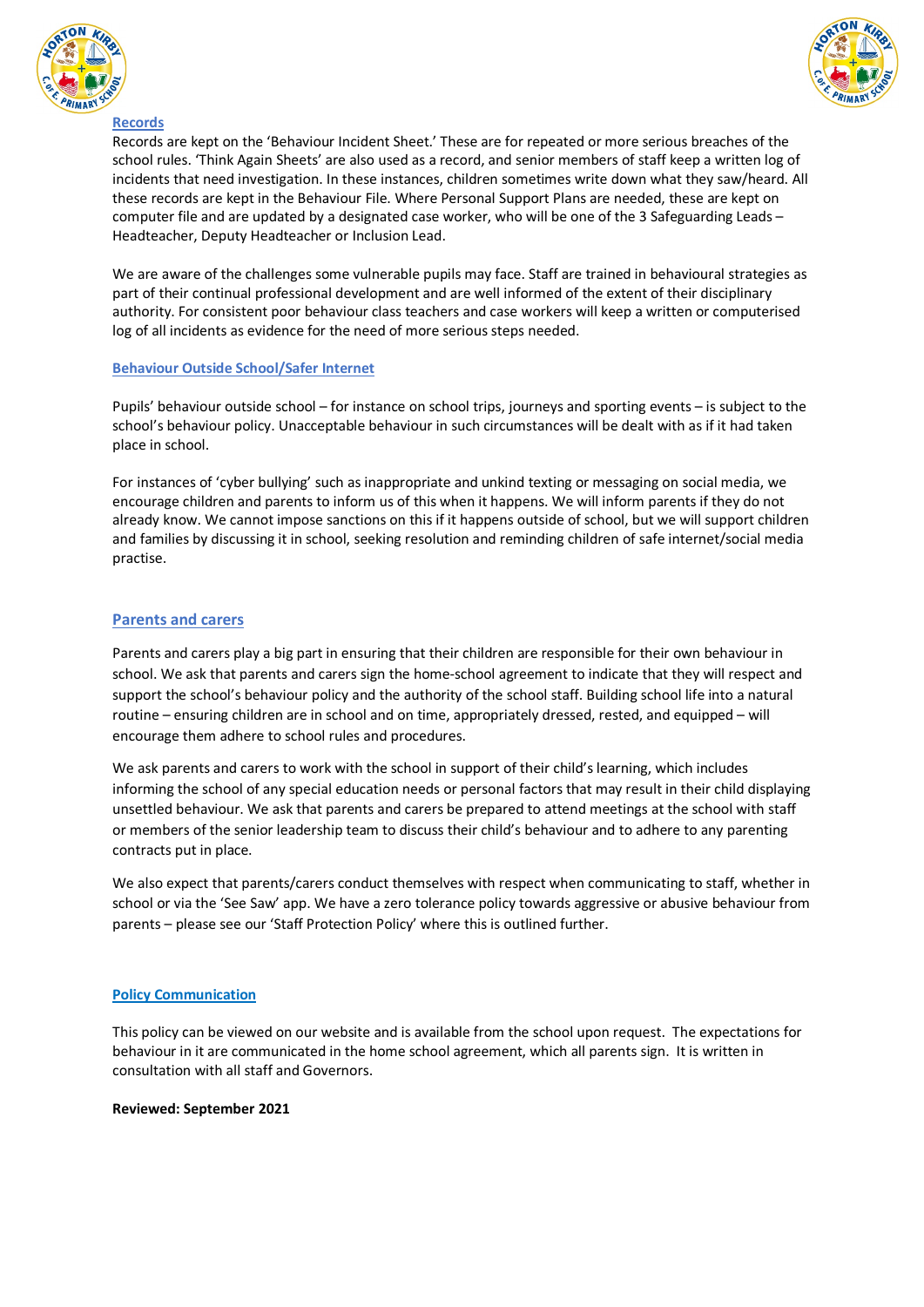## Records

Records are kept on the 'Behaviour Incident Sheet.' These are for repeated or more serious breaches of the school rules. 'Think Again Sheets' are also used as a record, and senior members of staff keep a written log of incidents that need investigation. In these instances, children sometimes write down what they saw/heard. All these records are kept in the Behaviour File. Where Personal Support Plans are needed, these are kept on computer file and are updated by a designated case worker, who will be one of the 3 Safeguarding Leads – Headteacher, Deputy Headteacher or Inclusion Lead.

We are aware of the challenges some vulnerable pupils may face. Staff are trained in behavioural strategies as part of their continual professional development and are well informed of the extent of their disciplinary authority. For consistent poor behaviour class teachers and case workers will keep a written or computerised log of all incidents as evidence for the need of more serious steps needed.

## Behaviour Outside School/Safer Internet

Pupils' behaviour outside school – for instance on school trips, journeys and sporting events – is subject to the school's behaviour policy. Unacceptable behaviour in such circumstances will be dealt with as if it had taken place in school.

For instances of 'cyber bullying' such as inappropriate and unkind texting or messaging on social media, we encourage children and parents to inform us of this when it happens. We will inform parents if they do not already know. We cannot impose sanctions on this if it happens outside of school, but we will support children and families by discussing it in school, seeking resolution and reminding children of safe internet/social media practise.

## Parents and carers

Parents and carers play a big part in ensuring that their children are responsible for their own behaviour in school. We ask that parents and carers sign the home-school agreement to indicate that they will respect and support the school's behaviour policy and the authority of the school staff. Building school life into a natural routine – ensuring children are in school and on time, appropriately dressed, rested, and equipped – will encourage them adhere to school rules and procedures.

We ask parents and carers to work with the school in support of their child's learning, which includes informing the school of any special education needs or personal factors that may result in their child displaying unsettled behaviour. We ask that parents and carers be prepared to attend meetings at the school with staff or members of the senior leadership team to discuss their child's behaviour and to adhere to any parenting contracts put in place.

We also expect that parents/carers conduct themselves with respect when communicating to staff, whether in school or via the 'See Saw' app. We have a zero tolerance policy towards aggressive or abusive behaviour from parents – please see our 'Staff Protection Policy' where this is outlined further.

## Policy Communication

This policy can be viewed on our website and is available from the school upon request. The expectations for behaviour in it are communicated in the home school agreement, which all parents sign. It is written in consultation with all staff and Governors.

**Reviewed: September 2021**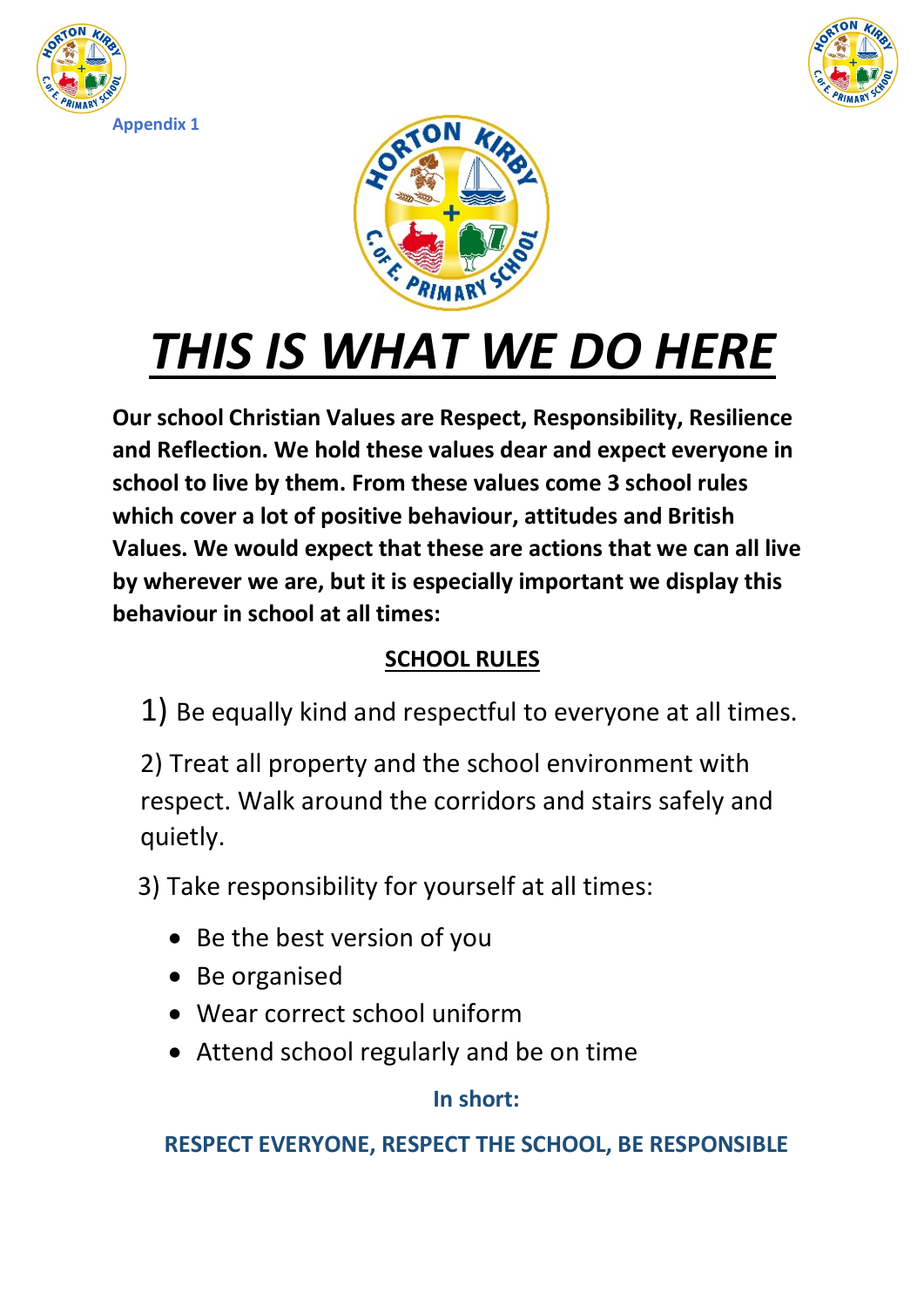Appendix 1

# ***THIS IS WHAT WE DO HERE***

**Our school Christian Values are Respect, Responsibility, Resilience and Reflection. We hold these values dear and expect everyone in school to live by them. From these values come 3 school rules which cover a lot of positive behaviour, attitudes and British Values. We would expect that these are actions that we can all live by wherever we are, but it is especially important we display this behaviour in school at all times:**

## SCHOOL RULES

1) Be equally kind and respectful to everyone at all times.

2) Treat all property and the school environment with respect. Walk around the corridors and stairs safely and quietly.

3) Take responsibility for yourself at all times:

- Be the best version of you
- Be organised
- Wear correct school uniform
- Attend school regularly and be on time

**In short:**

**RESPECT EVERYONE, RESPECT THE SCHOOL, BE RESPONSIBLE**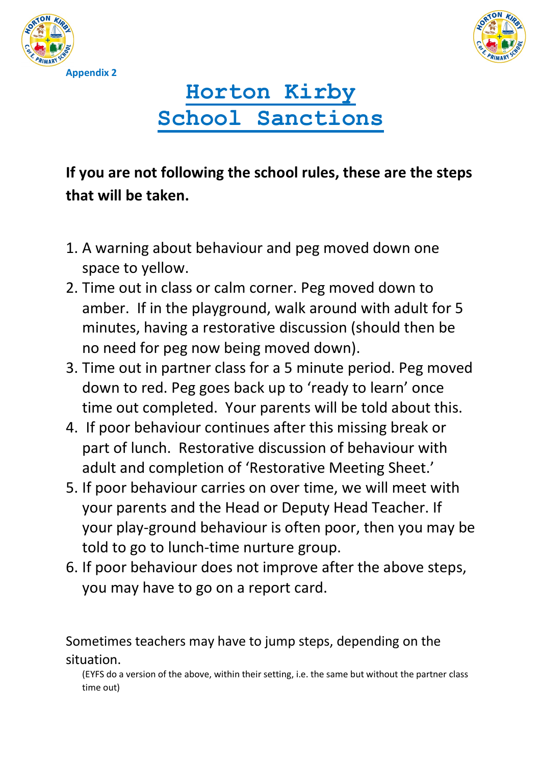Appendix 2

# Horton Kirby School Sanctions

**If you are not following the school rules, these are the steps that will be taken.**

1. A warning about behaviour and peg moved down one space to yellow.
2. Time out in class or calm corner. Peg moved down to amber. If in the playground, walk around with adult for 5 minutes, having a restorative discussion (should then be no need for peg now being moved down).
3. Time out in partner class for a 5 minute period. Peg moved down to red. Peg goes back up to 'ready to learn' once time out completed. Your parents will be told about this.
4. If poor behaviour continues after this missing break or part of lunch. Restorative discussion of behaviour with adult and completion of 'Restorative Meeting Sheet.'
5. If poor behaviour carries on over time, we will meet with your parents and the Head or Deputy Head Teacher. If your play-ground behaviour is often poor, then you may be told to go to lunch-time nurture group.
6. If poor behaviour does not improve after the above steps, you may have to go on a report card.

Sometimes teachers may have to jump steps, depending on the situation.

(EYFS do a version of the above, within their setting, i.e. the same but without the partner class time out)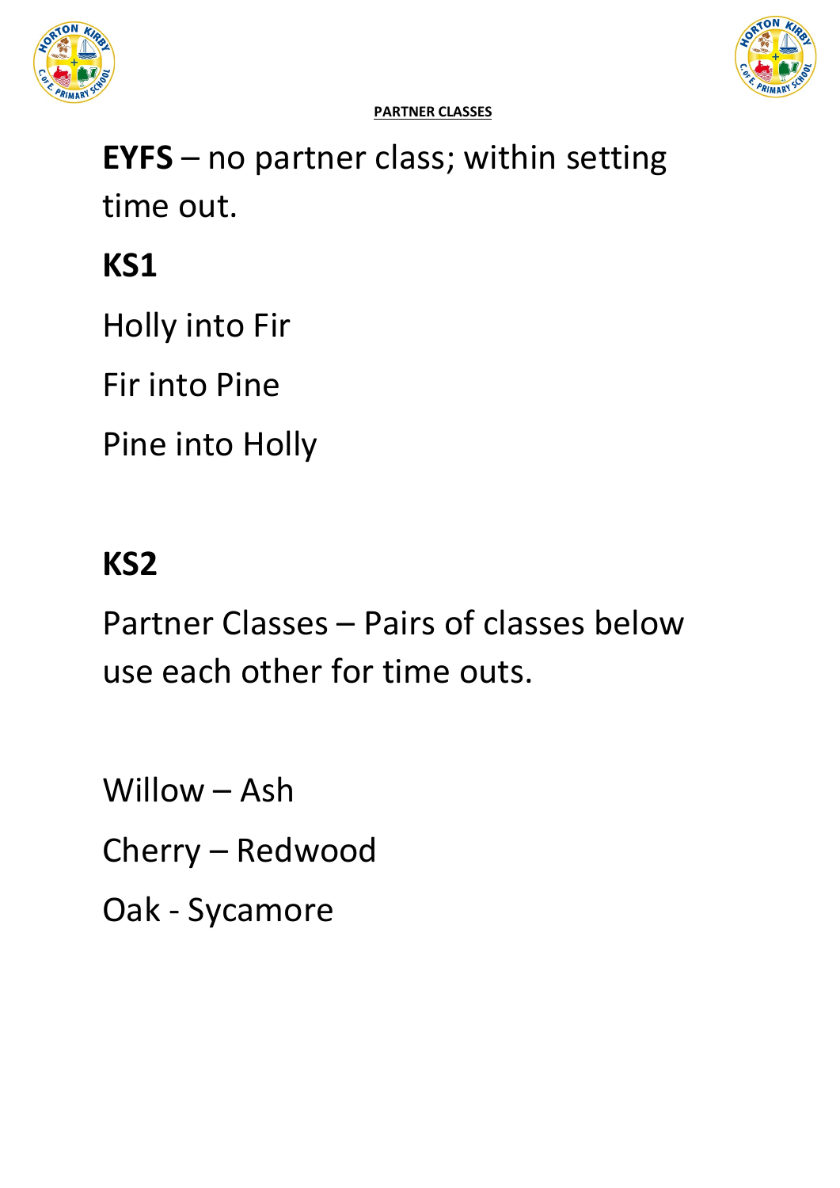## PARTNER CLASSES

**EYFS** – no partner class; within setting time out.

**KS1**

Holly into Fir

Fir into Pine

Pine into Holly

**KS2**

Partner Classes – Pairs of classes below use each other for time outs.

Willow – Ash

Cherry – Redwood

Oak - Sycamore